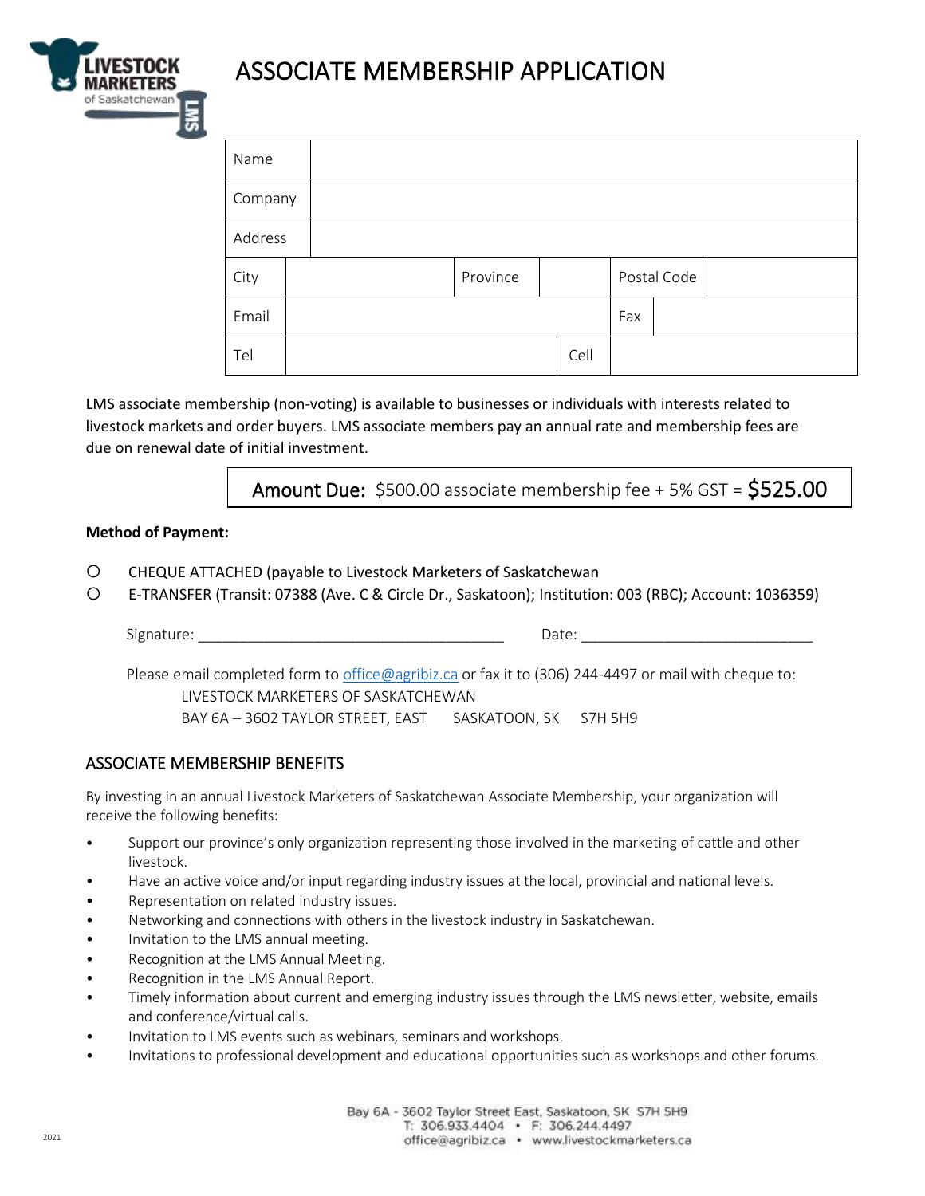# ASSOCIATE MEMBERSHIP APPLICATION

| Name | | | | | |
|---|---|---|---|---|---|
| Company | | | | | |
| Address | | | | | |
| City | | Province | | Postal Code | |
| Email | | | | Fax | |
| Tel | | | Cell | | |

LMS associate membership (non-voting) is available to businesses or individuals with interests related to livestock markets and order buyers. LMS associate members pay an annual rate and membership fees are due on renewal date of initial investment.

**Amount Due:** $500.00 associate membership fee + 5% GST = **$525.00**

**Method of Payment:**

- ○ CHEQUE ATTACHED (payable to Livestock Marketers of Saskatchewan
- ○ E-TRANSFER (Transit: 07388 (Ave. C & Circle Dr., Saskatoon); Institution: 003 (RBC); Account: 1036359)

Signature: ______________________________________ Date: ____________________________

Please email completed form to office@agribiz.ca or fax it to (306) 244-4497 or mail with cheque to:
LIVESTOCK MARKETERS OF SASKATCHEWAN
BAY 6A – 3602 TAYLOR STREET, EAST SASKATOON, SK S7H 5H9

## ASSOCIATE MEMBERSHIP BENEFITS

By investing in an annual Livestock Marketers of Saskatchewan Associate Membership, your organization will receive the following benefits:

- Support our province's only organization representing those involved in the marketing of cattle and other livestock.
- Have an active voice and/or input regarding industry issues at the local, provincial and national levels.
- Representation on related industry issues.
- Networking and connections with others in the livestock industry in Saskatchewan.
- Invitation to the LMS annual meeting.
- Recognition at the LMS Annual Meeting.
- Recognition in the LMS Annual Report.
- Timely information about current and emerging industry issues through the LMS newsletter, website, emails and conference/virtual calls.
- Invitation to LMS events such as webinars, seminars and workshops.
- Invitations to professional development and educational opportunities such as workshops and other forums.

Bay 6A - 3602 Taylor Street East, Saskatoon, SK S7H 5H9
T: 306.933.4404 • F: 306.244.4497
office@agribiz.ca • www.livestockmarketers.ca

2021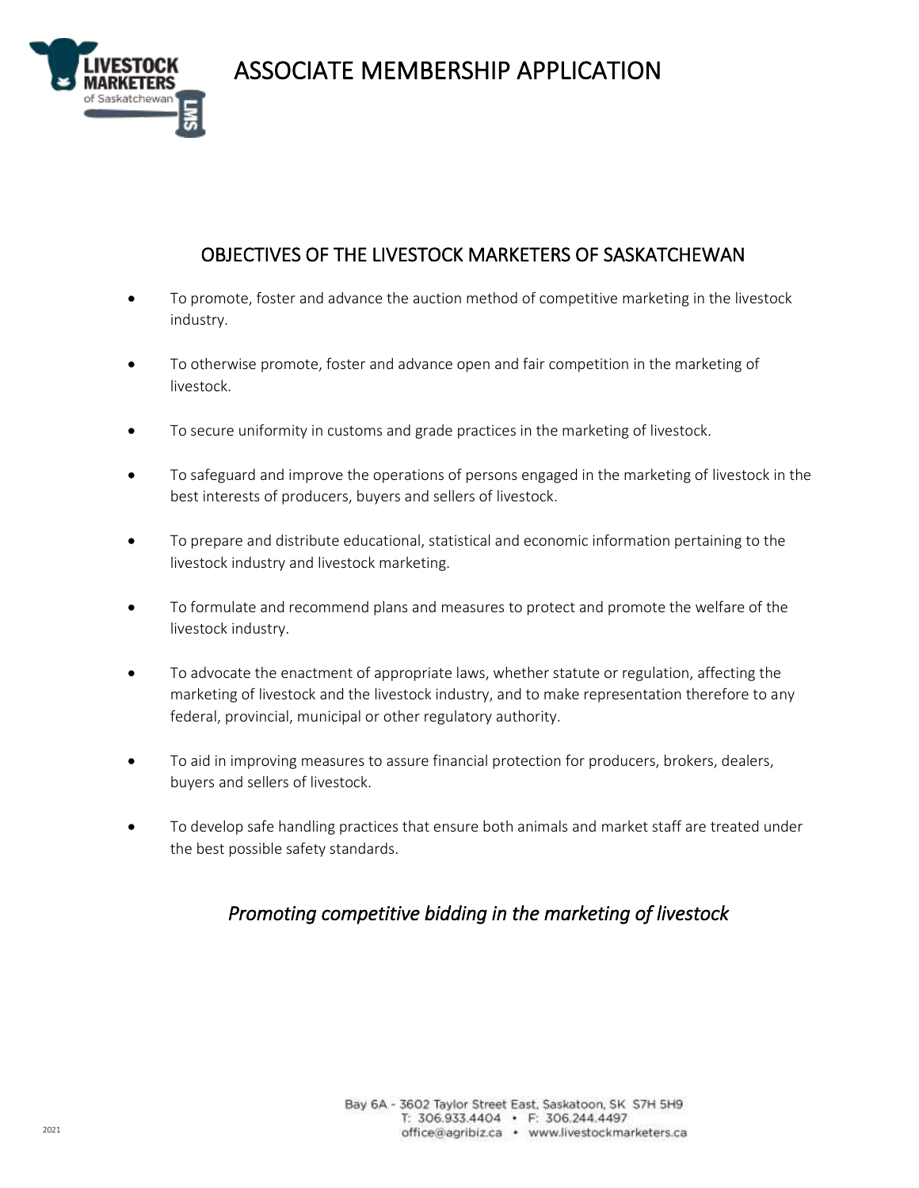# ASSOCIATE MEMBERSHIP APPLICATION

## OBJECTIVES OF THE LIVESTOCK MARKETERS OF SASKATCHEWAN

- To promote, foster and advance the auction method of competitive marketing in the livestock industry.
- To otherwise promote, foster and advance open and fair competition in the marketing of livestock.
- To secure uniformity in customs and grade practices in the marketing of livestock.
- To safeguard and improve the operations of persons engaged in the marketing of livestock in the best interests of producers, buyers and sellers of livestock.
- To prepare and distribute educational, statistical and economic information pertaining to the livestock industry and livestock marketing.
- To formulate and recommend plans and measures to protect and promote the welfare of the livestock industry.
- To advocate the enactment of appropriate laws, whether statute or regulation, affecting the marketing of livestock and the livestock industry, and to make representation therefore to any federal, provincial, municipal or other regulatory authority.
- To aid in improving measures to assure financial protection for producers, brokers, dealers, buyers and sellers of livestock.
- To develop safe handling practices that ensure both animals and market staff are treated under the best possible safety standards.

*Promoting competitive bidding in the marketing of livestock*

Bay 6A - 3602 Taylor Street East, Saskatoon, SK S7H 5H9
T: 306.933.4404 • F: 306.244.4497
office@agribiz.ca • www.livestockmarketers.ca

2021